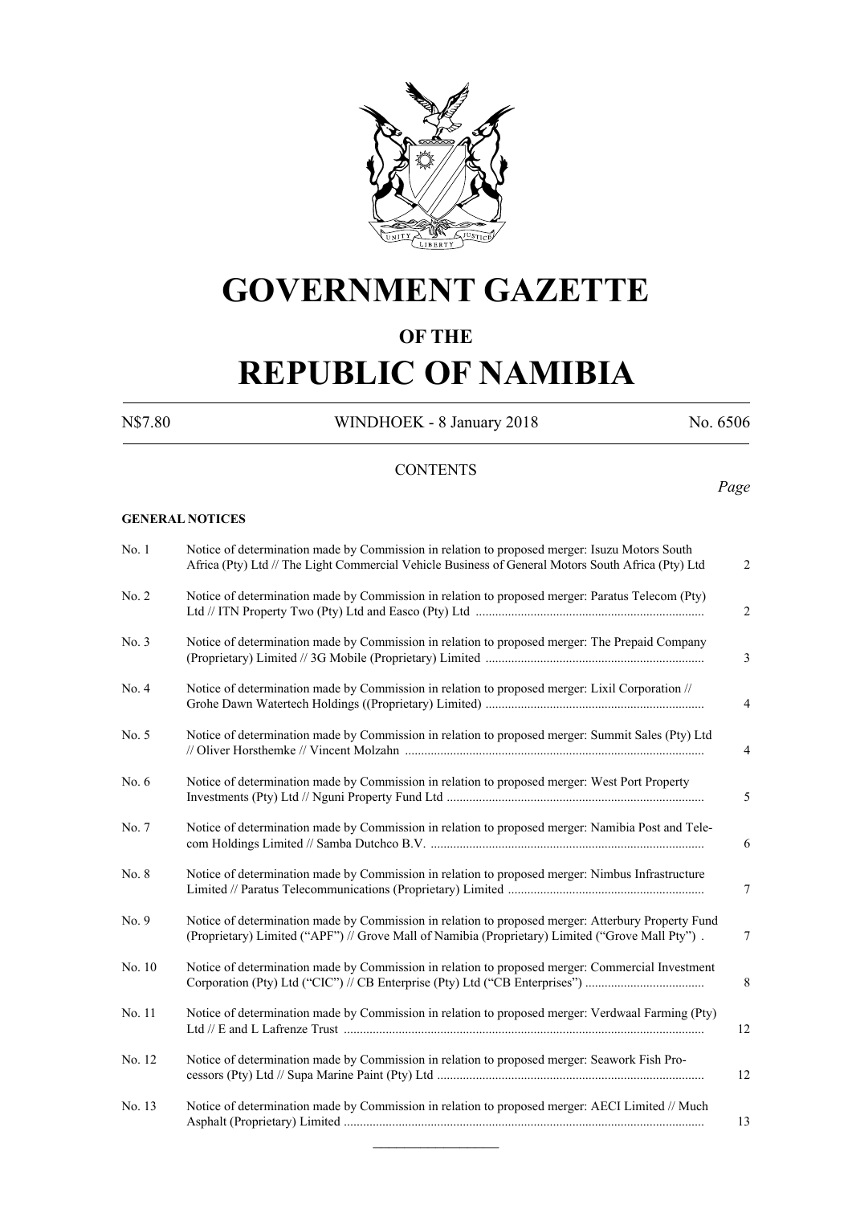# GOVERNMENT GAZETTE

## OF THE

# REPUBLIC OF NAMIBIA

N$7.80 WINDHOEK - 8 January 2018 No. 6506

## CONTENTS

*Page*

**GENERAL NOTICES**

| | | |
|---|---|---|
| No. 1 | Notice of determination made by Commission in relation to proposed merger: Isuzu Motors South Africa (Pty) Ltd // The Light Commercial Vehicle Business of General Motors South Africa (Pty) Ltd | 2 |
| No. 2 | Notice of determination made by Commission in relation to proposed merger: Paratus Telecom (Pty) Ltd // ITN Property Two (Pty) Ltd and Easco (Pty) Ltd ...................................................................... | 2 |
| No. 3 | Notice of determination made by Commission in relation to proposed merger: The Prepaid Company (Proprietary) Limited // 3G Mobile (Proprietary) Limited ................................................................... | 3 |
| No. 4 | Notice of determination made by Commission in relation to proposed merger: Lixil Corporation // Grohe Dawn Watertech Holdings ((Proprietary) Limited) ................................................................... | 4 |
| No. 5 | Notice of determination made by Commission in relation to proposed merger: Summit Sales (Pty) Ltd // Oliver Horsthemke // Vincent Molzahn ............................................................................................ | 4 |
| No. 6 | Notice of determination made by Commission in relation to proposed merger: West Port Property Investments (Pty) Ltd // Nguni Property Fund Ltd ............................................................................... | 5 |
| No. 7 | Notice of determination made by Commission in relation to proposed merger: Namibia Post and Telecom Holdings Limited // Samba Dutchco B.V. .................................................................................... | 6 |
| No. 8 | Notice of determination made by Commission in relation to proposed merger: Nimbus Infrastructure Limited // Paratus Telecommunications (Proprietary) Limited ............................................................ | 7 |
| No. 9 | Notice of determination made by Commission in relation to proposed merger: Atterbury Property Fund (Proprietary) Limited ("APF") // Grove Mall of Namibia (Proprietary) Limited ("Grove Mall Pty") . | 7 |
| No. 10 | Notice of determination made by Commission in relation to proposed merger: Commercial Investment Corporation (Pty) Ltd ("CIC") // CB Enterprise (Pty) Ltd ("CB Enterprises") ..................................... | 8 |
| No. 11 | Notice of determination made by Commission in relation to proposed merger: Verdwaal Farming (Pty) Ltd // E and L Lafrenze Trust ............................................................................................................ | 12 |
| No. 12 | Notice of determination made by Commission in relation to proposed merger: Seawork Fish Processors (Pty) Ltd // Supa Marine Paint (Pty) Ltd .................................................................................. | 12 |
| No. 13 | Notice of determination made by Commission in relation to proposed merger: AECI Limited // Much Asphalt (Proprietary) Limited .............................................................................................................. | 13 |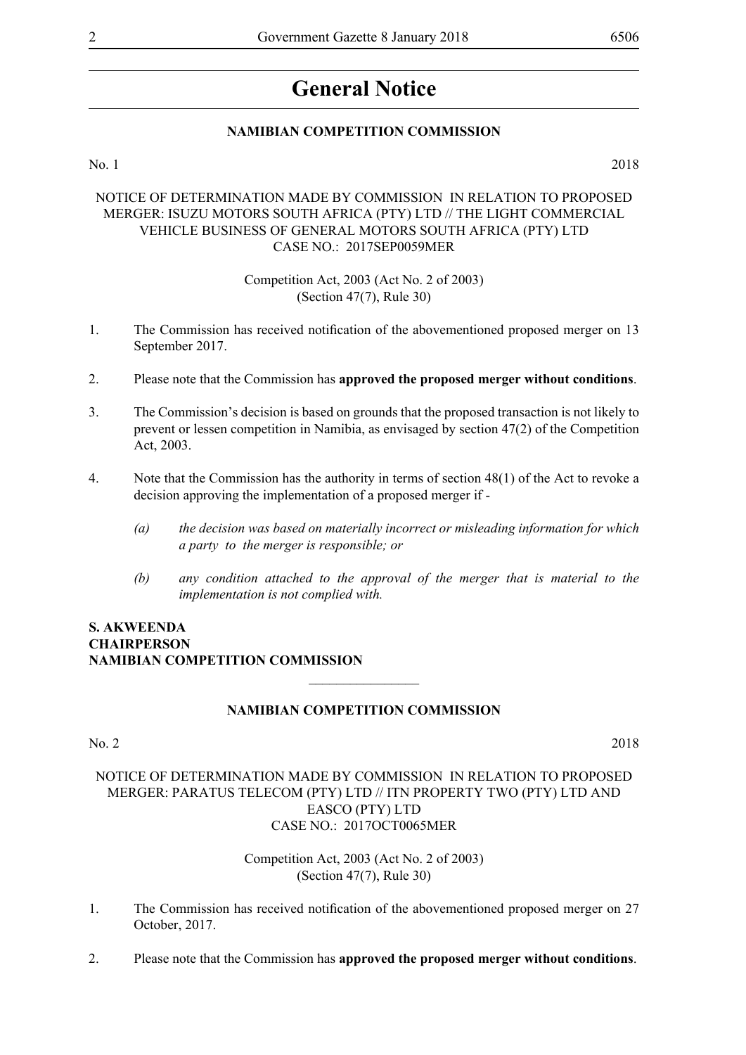# General Notice

## NAMIBIAN COMPETITION COMMISSION

No. 1 2018

NOTICE OF DETERMINATION MADE BY COMMISSION IN RELATION TO PROPOSED MERGER: ISUZU MOTORS SOUTH AFRICA (PTY) LTD // THE LIGHT COMMERCIAL VEHICLE BUSINESS OF GENERAL MOTORS SOUTH AFRICA (PTY) LTD
CASE NO.: 2017SEP0059MER

Competition Act, 2003 (Act No. 2 of 2003)
(Section 47(7), Rule 30)

1. The Commission has received notification of the abovementioned proposed merger on 13 September 2017.

2. Please note that the Commission has **approved the proposed merger without conditions**.

3. The Commission's decision is based on grounds that the proposed transaction is not likely to prevent or lessen competition in Namibia, as envisaged by section 47(2) of the Competition Act, 2003.

4. Note that the Commission has the authority in terms of section 48(1) of the Act to revoke a decision approving the implementation of a proposed merger if -

   *(a) the decision was based on materially incorrect or misleading information for which a party to the merger is responsible; or*

   *(b) any condition attached to the approval of the merger that is material to the implementation is not complied with.*

**S. AKWEENDA**
**CHAIRPERSON**
**NAMIBIAN COMPETITION COMMISSION**

---

## NAMIBIAN COMPETITION COMMISSION

No. 2 2018

NOTICE OF DETERMINATION MADE BY COMMISSION IN RELATION TO PROPOSED MERGER: PARATUS TELECOM (PTY) LTD // ITN PROPERTY TWO (PTY) LTD AND EASCO (PTY) LTD
CASE NO.: 2017OCT0065MER

Competition Act, 2003 (Act No. 2 of 2003)
(Section 47(7), Rule 30)

1. The Commission has received notification of the abovementioned proposed merger on 27 October, 2017.

2. Please note that the Commission has **approved the proposed merger without conditions**.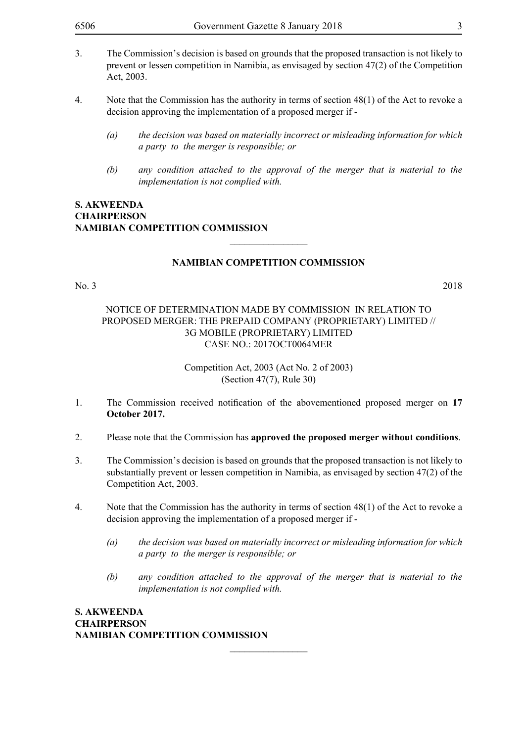3. The Commission's decision is based on grounds that the proposed transaction is not likely to prevent or lessen competition in Namibia, as envisaged by section 47(2) of the Competition Act, 2003.

4. Note that the Commission has the authority in terms of section 48(1) of the Act to revoke a decision approving the implementation of a proposed merger if -

   *(a) the decision was based on materially incorrect or misleading information for which a party to the merger is responsible; or*

   *(b) any condition attached to the approval of the merger that is material to the implementation is not complied with.*

**S. AKWEENDA**
**CHAIRPERSON**
**NAMIBIAN COMPETITION COMMISSION**

________________

## NAMIBIAN COMPETITION COMMISSION

No. 3 2018

### NOTICE OF DETERMINATION MADE BY COMMISSION IN RELATION TO PROPOSED MERGER: THE PREPAID COMPANY (PROPRIETARY) LIMITED // 3G MOBILE (PROPRIETARY) LIMITED CASE NO.: 2017OCT0064MER

Competition Act, 2003 (Act No. 2 of 2003)
(Section 47(7), Rule 30)

1. The Commission received notification of the abovementioned proposed merger on **17 October 2017.**

2. Please note that the Commission has **approved the proposed merger without conditions**.

3. The Commission's decision is based on grounds that the proposed transaction is not likely to substantially prevent or lessen competition in Namibia, as envisaged by section 47(2) of the Competition Act, 2003.

4. Note that the Commission has the authority in terms of section 48(1) of the Act to revoke a decision approving the implementation of a proposed merger if -

   *(a) the decision was based on materially incorrect or misleading information for which a party to the merger is responsible; or*

   *(b) any condition attached to the approval of the merger that is material to the implementation is not complied with.*

**S. AKWEENDA**
**CHAIRPERSON**
**NAMIBIAN COMPETITION COMMISSION**

________________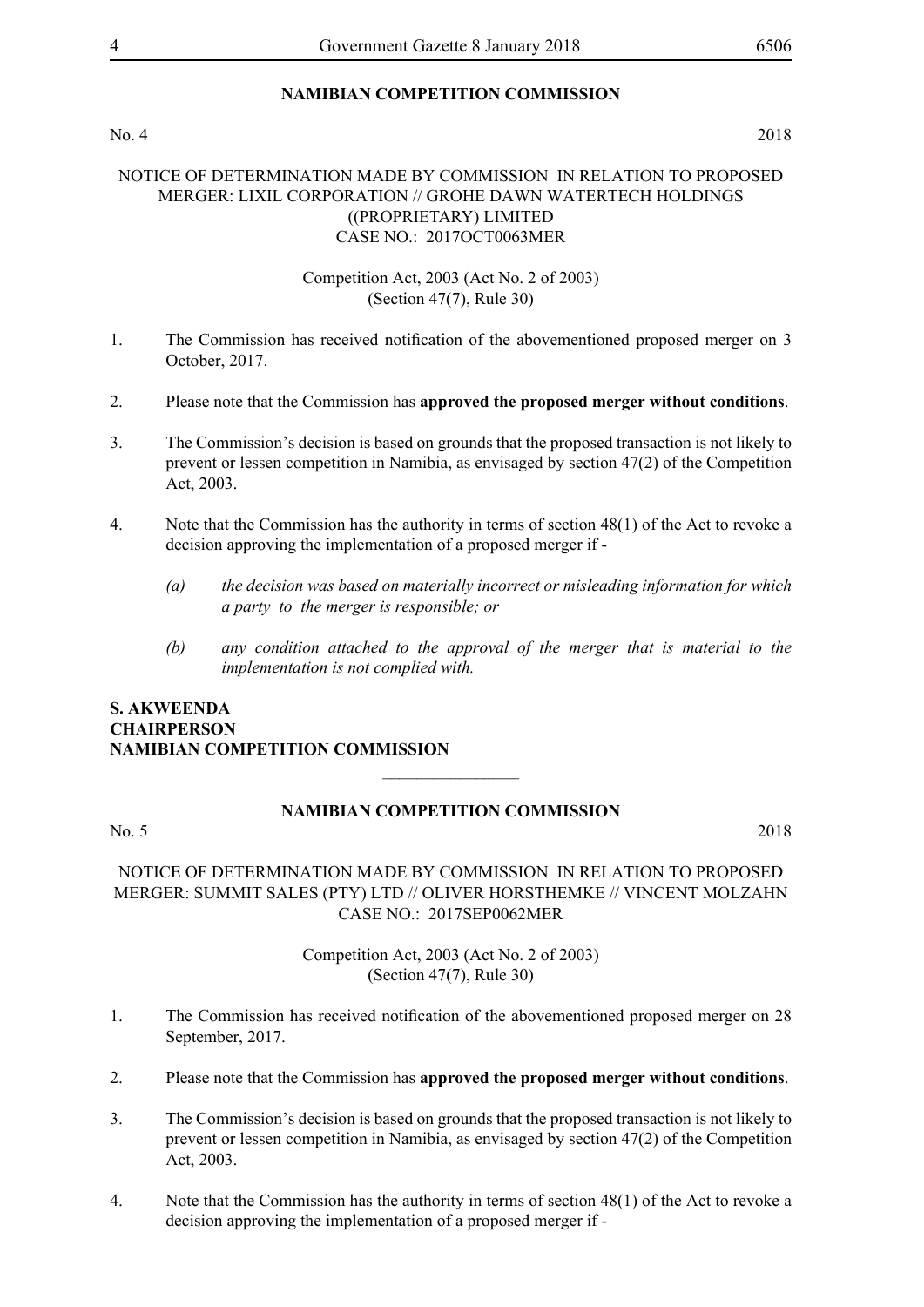## NAMIBIAN COMPETITION COMMISSION

No. 4 2018

NOTICE OF DETERMINATION MADE BY COMMISSION IN RELATION TO PROPOSED MERGER: LIXIL CORPORATION // GROHE DAWN WATERTECH HOLDINGS ((PROPRIETARY) LIMITED
CASE NO.: 2017OCT0063MER

Competition Act, 2003 (Act No. 2 of 2003)
(Section 47(7), Rule 30)

1. The Commission has received notification of the abovementioned proposed merger on 3 October, 2017.

2. Please note that the Commission has **approved the proposed merger without conditions**.

3. The Commission's decision is based on grounds that the proposed transaction is not likely to prevent or lessen competition in Namibia, as envisaged by section 47(2) of the Competition Act, 2003.

4. Note that the Commission has the authority in terms of section 48(1) of the Act to revoke a decision approving the implementation of a proposed merger if -

   *(a) the decision was based on materially incorrect or misleading information for which a party to the merger is responsible; or*

   *(b) any condition attached to the approval of the merger that is material to the implementation is not complied with.*

**S. AKWEENDA**
**CHAIRPERSON**
**NAMIBIAN COMPETITION COMMISSION**

________________

## NAMIBIAN COMPETITION COMMISSION

No. 5 2018

NOTICE OF DETERMINATION MADE BY COMMISSION IN RELATION TO PROPOSED MERGER: SUMMIT SALES (PTY) LTD // OLIVER HORSTHEMKE // VINCENT MOLZAHN
CASE NO.: 2017SEP0062MER

Competition Act, 2003 (Act No. 2 of 2003)
(Section 47(7), Rule 30)

1. The Commission has received notification of the abovementioned proposed merger on 28 September, 2017.

2. Please note that the Commission has **approved the proposed merger without conditions**.

3. The Commission's decision is based on grounds that the proposed transaction is not likely to prevent or lessen competition in Namibia, as envisaged by section 47(2) of the Competition Act, 2003.

4. Note that the Commission has the authority in terms of section 48(1) of the Act to revoke a decision approving the implementation of a proposed merger if -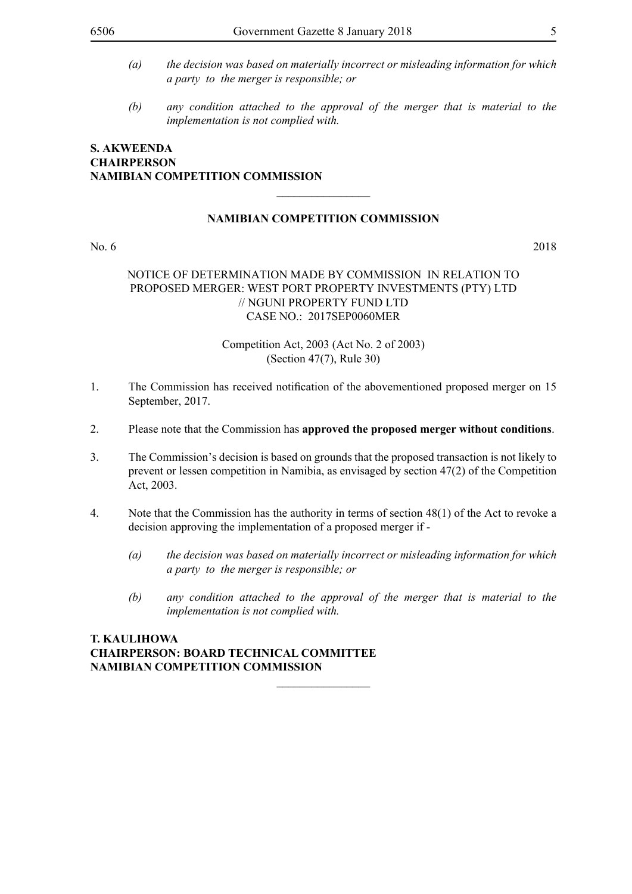*(a) the decision was based on materially incorrect or misleading information for which a party to the merger is responsible; or*

*(b) any condition attached to the approval of the merger that is material to the implementation is not complied with.*

**S. AKWEENDA**
**CHAIRPERSON**
**NAMIBIAN COMPETITION COMMISSION**

---

**NAMIBIAN COMPETITION COMMISSION**

No. 6 2018

NOTICE OF DETERMINATION MADE BY COMMISSION IN RELATION TO PROPOSED MERGER: WEST PORT PROPERTY INVESTMENTS (PTY) LTD // NGUNI PROPERTY FUND LTD
CASE NO.: 2017SEP0060MER

Competition Act, 2003 (Act No. 2 of 2003)
(Section 47(7), Rule 30)

1. The Commission has received notification of the abovementioned proposed merger on 15 September, 2017.

2. Please note that the Commission has **approved the proposed merger without conditions**.

3. The Commission's decision is based on grounds that the proposed transaction is not likely to prevent or lessen competition in Namibia, as envisaged by section 47(2) of the Competition Act, 2003.

4. Note that the Commission has the authority in terms of section 48(1) of the Act to revoke a decision approving the implementation of a proposed merger if -

   *(a) the decision was based on materially incorrect or misleading information for which a party to the merger is responsible; or*

   *(b) any condition attached to the approval of the merger that is material to the implementation is not complied with.*

**T. KAULIHOWA**
**CHAIRPERSON: BOARD TECHNICAL COMMITTEE**
**NAMIBIAN COMPETITION COMMISSION**

---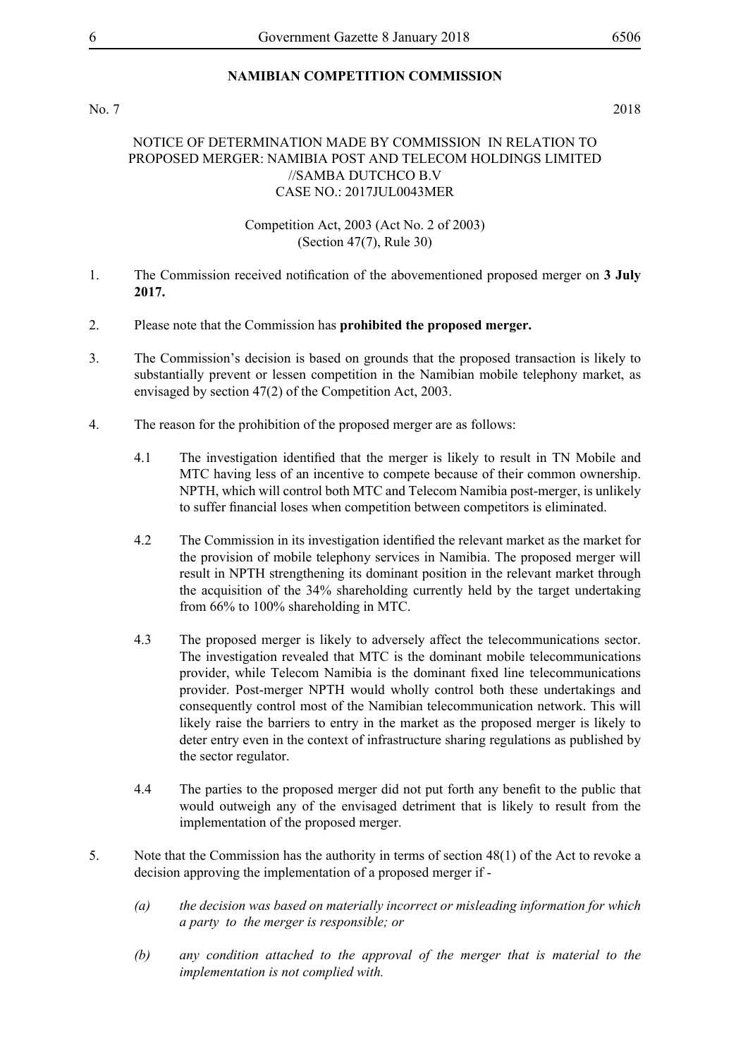## NAMIBIAN COMPETITION COMMISSION

No. 7 2018

NOTICE OF DETERMINATION MADE BY COMMISSION IN RELATION TO PROPOSED MERGER: NAMIBIA POST AND TELECOM HOLDINGS LIMITED //SAMBA DUTCHCO B.V
CASE NO.: 2017JUL0043MER

Competition Act, 2003 (Act No. 2 of 2003)
(Section 47(7), Rule 30)

1. The Commission received notification of the abovementioned proposed merger on **3 July 2017.**

2. Please note that the Commission has **prohibited the proposed merger.**

3. The Commission's decision is based on grounds that the proposed transaction is likely to substantially prevent or lessen competition in the Namibian mobile telephony market, as envisaged by section 47(2) of the Competition Act, 2003.

4. The reason for the prohibition of the proposed merger are as follows:

   4.1 The investigation identified that the merger is likely to result in TN Mobile and MTC having less of an incentive to compete because of their common ownership. NPTH, which will control both MTC and Telecom Namibia post-merger, is unlikely to suffer financial loses when competition between competitors is eliminated.

   4.2 The Commission in its investigation identified the relevant market as the market for the provision of mobile telephony services in Namibia. The proposed merger will result in NPTH strengthening its dominant position in the relevant market through the acquisition of the 34% shareholding currently held by the target undertaking from 66% to 100% shareholding in MTC.

   4.3 The proposed merger is likely to adversely affect the telecommunications sector. The investigation revealed that MTC is the dominant mobile telecommunications provider, while Telecom Namibia is the dominant fixed line telecommunications provider. Post-merger NPTH would wholly control both these undertakings and consequently control most of the Namibian telecommunication network. This will likely raise the barriers to entry in the market as the proposed merger is likely to deter entry even in the context of infrastructure sharing regulations as published by the sector regulator.

   4.4 The parties to the proposed merger did not put forth any benefit to the public that would outweigh any of the envisaged detriment that is likely to result from the implementation of the proposed merger.

5. Note that the Commission has the authority in terms of section 48(1) of the Act to revoke a decision approving the implementation of a proposed merger if -

   *(a) the decision was based on materially incorrect or misleading information for which a party to the merger is responsible; or*

   *(b) any condition attached to the approval of the merger that is material to the implementation is not complied with.*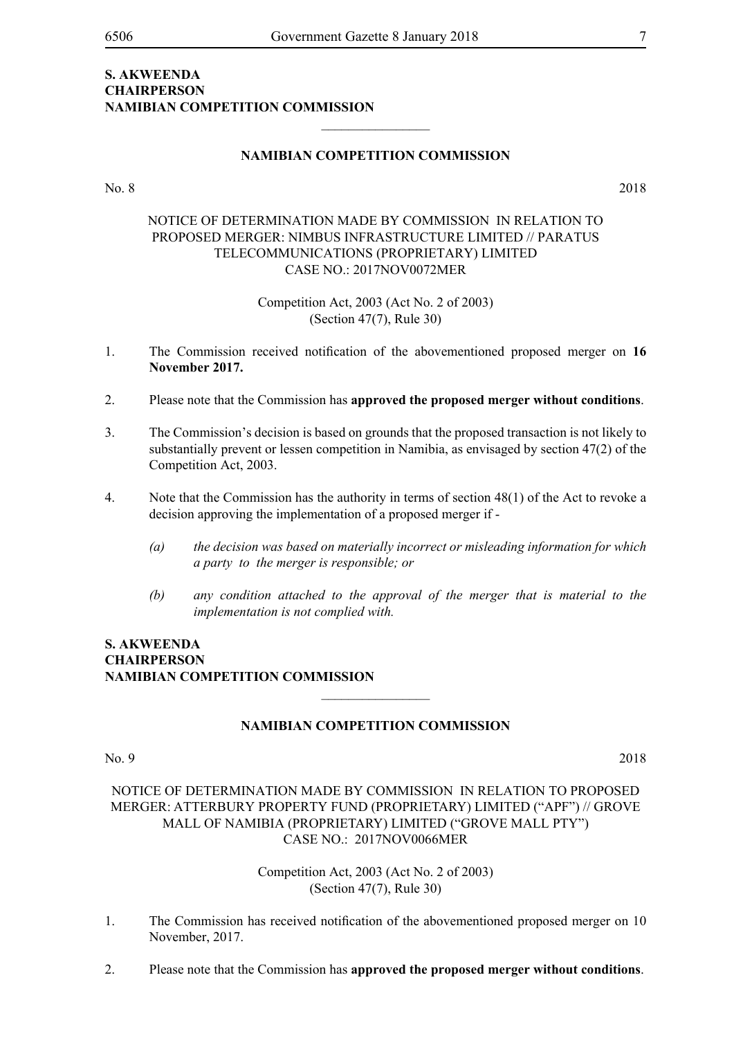**S. AKWEENDA**
**CHAIRPERSON**
**NAMIBIAN COMPETITION COMMISSION**

________________

**NAMIBIAN COMPETITION COMMISSION**

No. 8 2018

NOTICE OF DETERMINATION MADE BY COMMISSION IN RELATION TO PROPOSED MERGER: NIMBUS INFRASTRUCTURE LIMITED // PARATUS TELECOMMUNICATIONS (PROPRIETARY) LIMITED
CASE NO.: 2017NOV0072MER

Competition Act, 2003 (Act No. 2 of 2003)
(Section 47(7), Rule 30)

1. The Commission received notification of the abovementioned proposed merger on **16 November 2017.**

2. Please note that the Commission has **approved the proposed merger without conditions**.

3. The Commission's decision is based on grounds that the proposed transaction is not likely to substantially prevent or lessen competition in Namibia, as envisaged by section 47(2) of the Competition Act, 2003.

4. Note that the Commission has the authority in terms of section 48(1) of the Act to revoke a decision approving the implementation of a proposed merger if -

   *(a) the decision was based on materially incorrect or misleading information for which a party to the merger is responsible; or*

   *(b) any condition attached to the approval of the merger that is material to the implementation is not complied with.*

**S. AKWEENDA**
**CHAIRPERSON**
**NAMIBIAN COMPETITION COMMISSION**

________________

**NAMIBIAN COMPETITION COMMISSION**

No. 9 2018

NOTICE OF DETERMINATION MADE BY COMMISSION IN RELATION TO PROPOSED MERGER: ATTERBURY PROPERTY FUND (PROPRIETARY) LIMITED ("APF") // GROVE MALL OF NAMIBIA (PROPRIETARY) LIMITED ("GROVE MALL PTY")
CASE NO.: 2017NOV0066MER

Competition Act, 2003 (Act No. 2 of 2003)
(Section 47(7), Rule 30)

1. The Commission has received notification of the abovementioned proposed merger on 10 November, 2017.

2. Please note that the Commission has **approved the proposed merger without conditions**.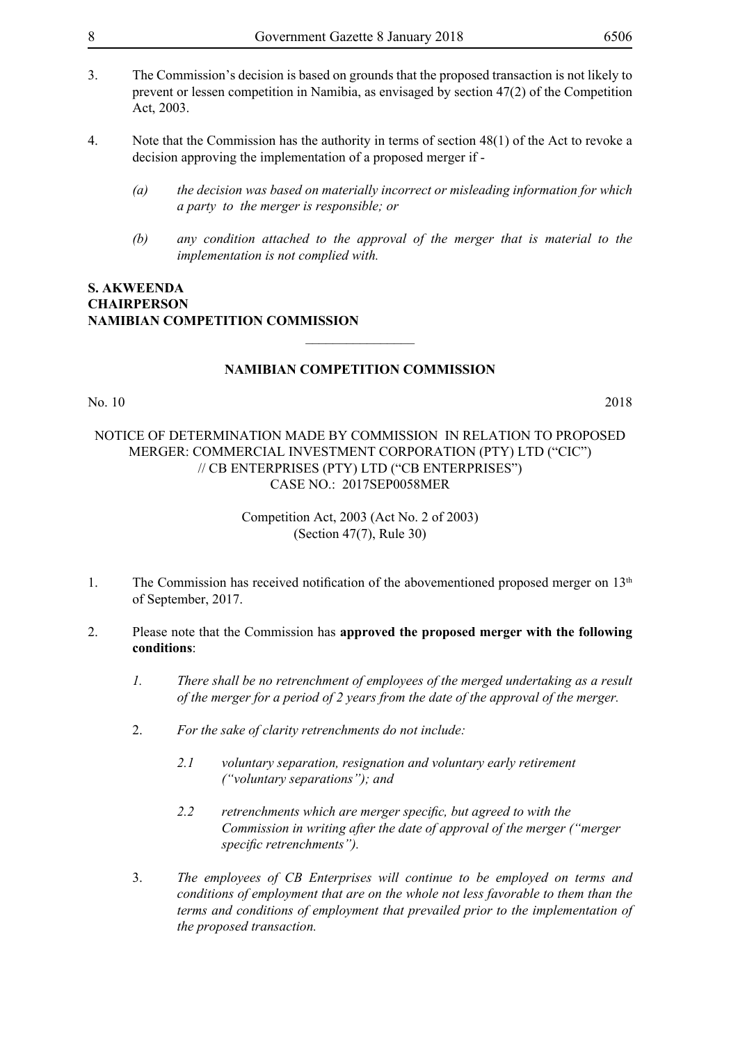3. The Commission's decision is based on grounds that the proposed transaction is not likely to prevent or lessen competition in Namibia, as envisaged by section 47(2) of the Competition Act, 2003.

4. Note that the Commission has the authority in terms of section 48(1) of the Act to revoke a decision approving the implementation of a proposed merger if -

   *(a) the decision was based on materially incorrect or misleading information for which a party to the merger is responsible; or*

   *(b) any condition attached to the approval of the merger that is material to the implementation is not complied with.*

**S. AKWEENDA**
**CHAIRPERSON**
**NAMIBIAN COMPETITION COMMISSION**

---

## NAMIBIAN COMPETITION COMMISSION

No. 10 2018

NOTICE OF DETERMINATION MADE BY COMMISSION IN RELATION TO PROPOSED MERGER: COMMERCIAL INVESTMENT CORPORATION (PTY) LTD ("CIC") // CB ENTERPRISES (PTY) LTD ("CB ENTERPRISES")
CASE NO.: 2017SEP0058MER

Competition Act, 2003 (Act No. 2 of 2003)
(Section 47(7), Rule 30)

1. The Commission has received notification of the abovementioned proposed merger on 13th of September, 2017.

2. Please note that the Commission has **approved the proposed merger with the following conditions**:

   *1. There shall be no retrenchment of employees of the merged undertaking as a result of the merger for a period of 2 years from the date of the approval of the merger.*

   2. *For the sake of clarity retrenchments do not include:*

      *2.1 voluntary separation, resignation and voluntary early retirement ("voluntary separations"); and*

      *2.2 retrenchments which are merger specific, but agreed to with the Commission in writing after the date of approval of the merger ("merger specific retrenchments").*

   3. *The employees of CB Enterprises will continue to be employed on terms and conditions of employment that are on the whole not less favorable to them than the terms and conditions of employment that prevailed prior to the implementation of the proposed transaction.*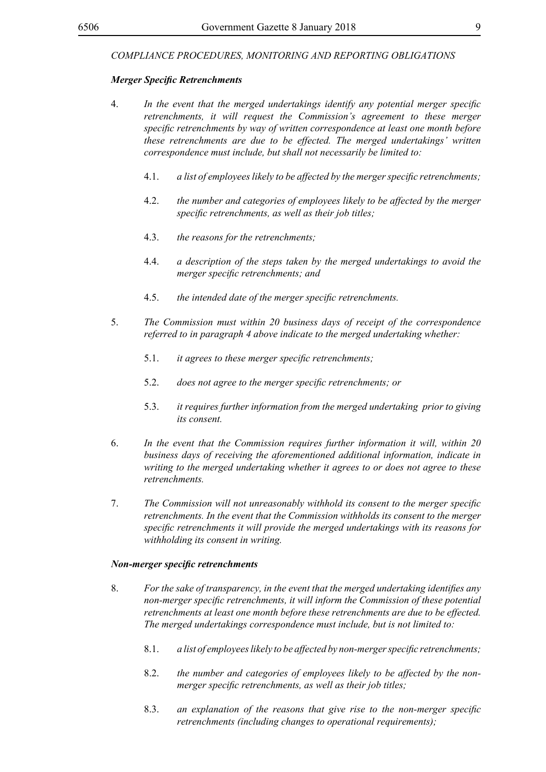*COMPLIANCE PROCEDURES, MONITORING AND REPORTING OBLIGATIONS*

***Merger Specific Retrenchments***

4. *In the event that the merged undertakings identify any potential merger specific retrenchments, it will request the Commission's agreement to these merger specific retrenchments by way of written correspondence at least one month before these retrenchments are due to be effected. The merged undertakings' written correspondence must include, but shall not necessarily be limited to:*

   4.1. *a list of employees likely to be affected by the merger specific retrenchments;*

   4.2. *the number and categories of employees likely to be affected by the merger specific retrenchments, as well as their job titles;*

   4.3. *the reasons for the retrenchments;*

   4.4. *a description of the steps taken by the merged undertakings to avoid the merger specific retrenchments; and*

   4.5. *the intended date of the merger specific retrenchments.*

5. *The Commission must within 20 business days of receipt of the correspondence referred to in paragraph 4 above indicate to the merged undertaking whether:*

   5.1. *it agrees to these merger specific retrenchments;*

   5.2. *does not agree to the merger specific retrenchments; or*

   5.3. *it requires further information from the merged undertaking prior to giving its consent.*

6. *In the event that the Commission requires further information it will, within 20 business days of receiving the aforementioned additional information, indicate in writing to the merged undertaking whether it agrees to or does not agree to these retrenchments.*

7. *The Commission will not unreasonably withhold its consent to the merger specific retrenchments. In the event that the Commission withholds its consent to the merger specific retrenchments it will provide the merged undertakings with its reasons for withholding its consent in writing.*

***Non-merger specific retrenchments***

8. *For the sake of transparency, in the event that the merged undertaking identifies any non-merger specific retrenchments, it will inform the Commission of these potential retrenchments at least one month before these retrenchments are due to be effected. The merged undertakings correspondence must include, but is not limited to:*

   8.1. *a list of employees likely to be affected by non-merger specific retrenchments;*

   8.2. *the number and categories of employees likely to be affected by the non-merger specific retrenchments, as well as their job titles;*

   8.3. *an explanation of the reasons that give rise to the non-merger specific retrenchments (including changes to operational requirements);*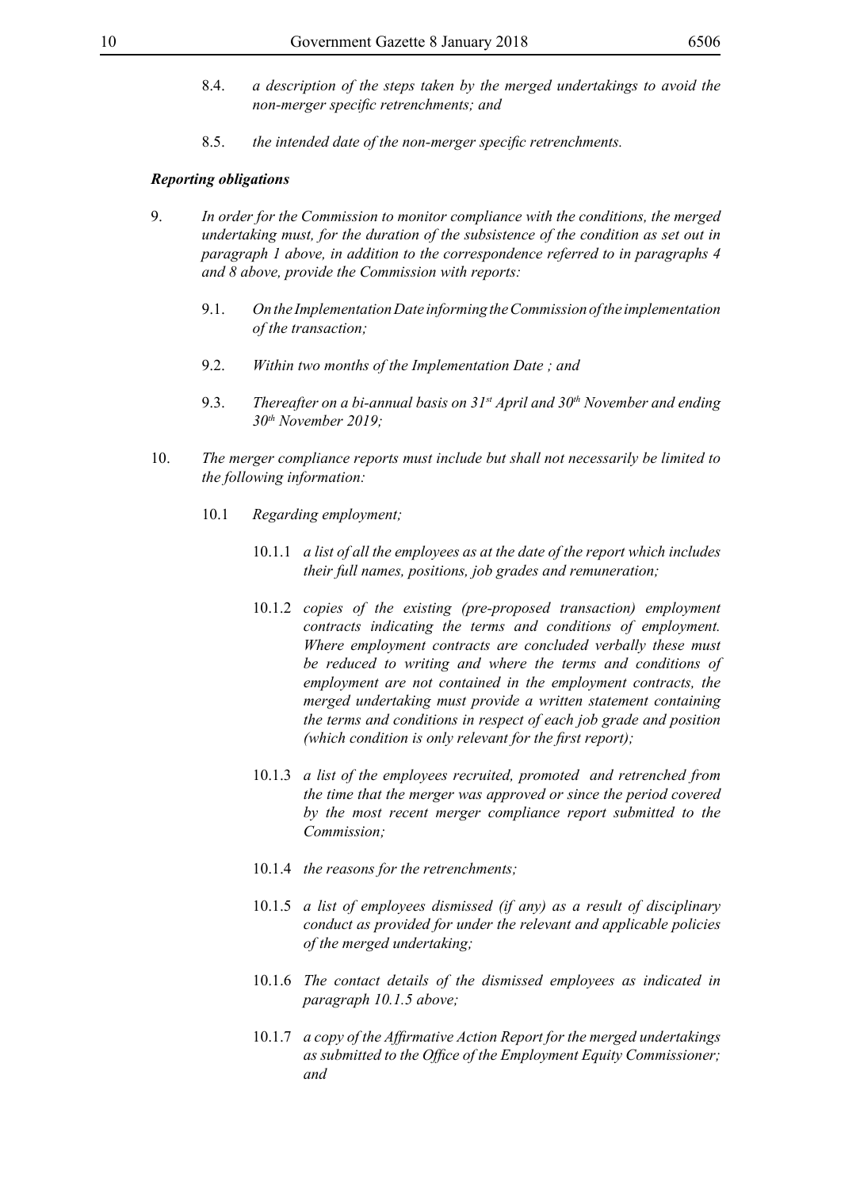8.4. *a description of the steps taken by the merged undertakings to avoid the non-merger specific retrenchments; and*

8.5. *the intended date of the non-merger specific retrenchments.*

***Reporting obligations***

9. *In order for the Commission to monitor compliance with the conditions, the merged undertaking must, for the duration of the subsistence of the condition as set out in paragraph 1 above, in addition to the correspondence referred to in paragraphs 4 and 8 above, provide the Commission with reports:*

   9.1. *On the Implementation Date informing the Commission of the implementation of the transaction;*

   9.2. *Within two months of the Implementation Date ; and*

   9.3. *Thereafter on a bi-annual basis on 31st April and 30th November and ending 30th November 2019;*

10. *The merger compliance reports must include but shall not necessarily be limited to the following information:*

    10.1 *Regarding employment;*

    10.1.1 *a list of all the employees as at the date of the report which includes their full names, positions, job grades and remuneration;*

    10.1.2 *copies of the existing (pre-proposed transaction) employment contracts indicating the terms and conditions of employment. Where employment contracts are concluded verbally these must be reduced to writing and where the terms and conditions of employment are not contained in the employment contracts, the merged undertaking must provide a written statement containing the terms and conditions in respect of each job grade and position (which condition is only relevant for the first report);*

    10.1.3 *a list of the employees recruited, promoted and retrenched from the time that the merger was approved or since the period covered by the most recent merger compliance report submitted to the Commission;*

    10.1.4 *the reasons for the retrenchments;*

    10.1.5 *a list of employees dismissed (if any) as a result of disciplinary conduct as provided for under the relevant and applicable policies of the merged undertaking;*

    10.1.6 *The contact details of the dismissed employees as indicated in paragraph 10.1.5 above;*

    10.1.7 *a copy of the Affirmative Action Report for the merged undertakings as submitted to the Office of the Employment Equity Commissioner; and*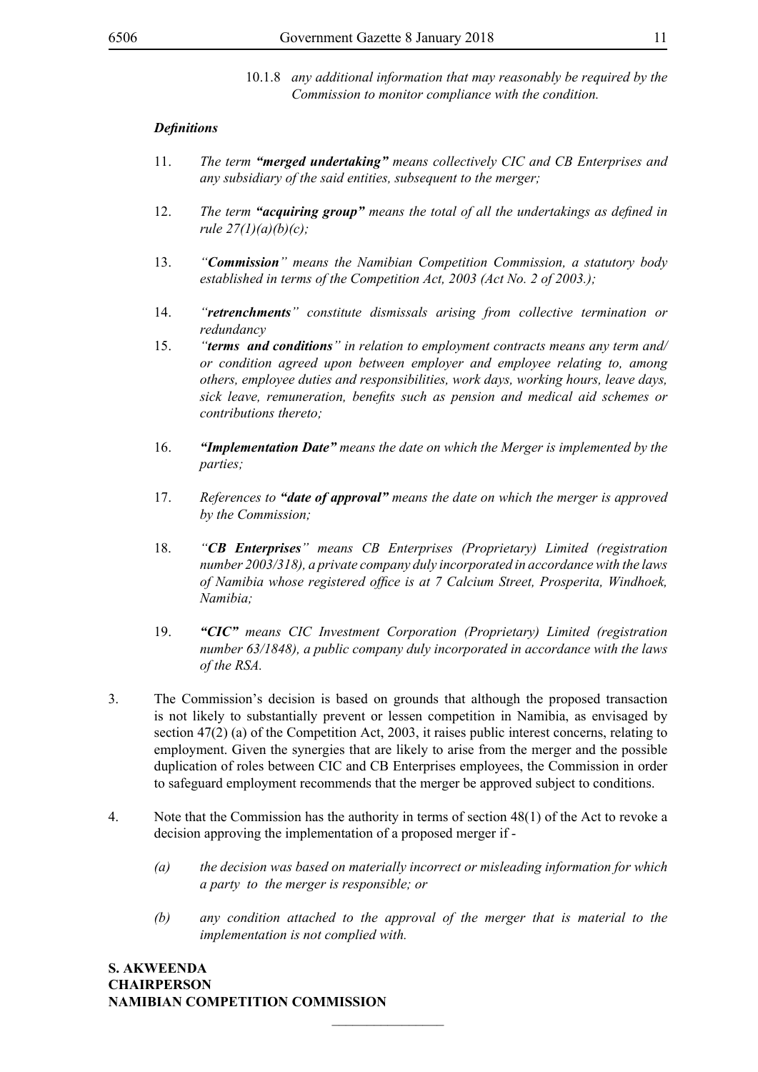10.1.8 *any additional information that may reasonably be required by the Commission to monitor compliance with the condition.*

***Definitions***

11. *The term* ***"merged undertaking"*** *means collectively CIC and CB Enterprises and any subsidiary of the said entities, subsequent to the merger;*

12. *The term* ***"acquiring group"*** *means the total of all the undertakings as defined in rule 27(1)(a)(b)(c);*

13. *"**Commission**" means the Namibian Competition Commission, a statutory body established in terms of the Competition Act, 2003 (Act No. 2 of 2003.);*

14. *"**retrenchments**" constitute dismissals arising from collective termination or redundancy*

15. *"**terms and conditions**" in relation to employment contracts means any term and/or condition agreed upon between employer and employee relating to, among others, employee duties and responsibilities, work days, working hours, leave days, sick leave, remuneration, benefits such as pension and medical aid schemes or contributions thereto;*

16. ***"Implementation Date"*** *means the date on which the Merger is implemented by the parties;*

17. *References to* ***"date of approval"*** *means the date on which the merger is approved by the Commission;*

18. *"**CB Enterprises**" means CB Enterprises (Proprietary) Limited (registration number 2003/318), a private company duly incorporated in accordance with the laws of Namibia whose registered office is at 7 Calcium Street, Prosperita, Windhoek, Namibia;*

19. ***"CIC"*** *means CIC Investment Corporation (Proprietary) Limited (registration number 63/1848), a public company duly incorporated in accordance with the laws of the RSA.*

3. The Commission's decision is based on grounds that although the proposed transaction is not likely to substantially prevent or lessen competition in Namibia, as envisaged by section 47(2) (a) of the Competition Act, 2003, it raises public interest concerns, relating to employment. Given the synergies that are likely to arise from the merger and the possible duplication of roles between CIC and CB Enterprises employees, the Commission in order to safeguard employment recommends that the merger be approved subject to conditions.

4. Note that the Commission has the authority in terms of section 48(1) of the Act to revoke a decision approving the implementation of a proposed merger if -

   *(a) the decision was based on materially incorrect or misleading information for which a party to the merger is responsible; or*

   *(b) any condition attached to the approval of the merger that is material to the implementation is not complied with.*

**S. AKWEENDA**
**CHAIRPERSON**
**NAMIBIAN COMPETITION COMMISSION**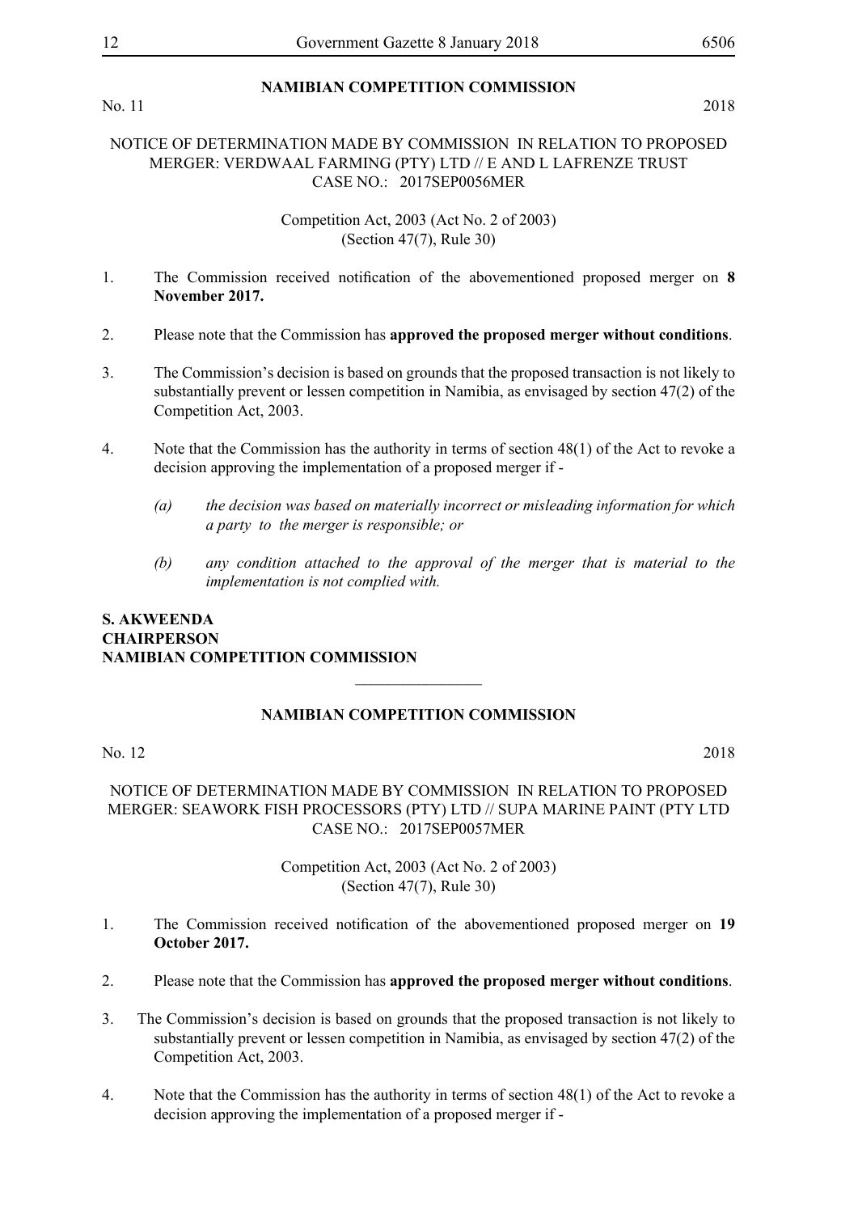**NAMIBIAN COMPETITION COMMISSION**

No. 11 2018

NOTICE OF DETERMINATION MADE BY COMMISSION IN RELATION TO PROPOSED MERGER: VERDWAAL FARMING (PTY) LTD // E AND L LAFRENZE TRUST
CASE NO.: 2017SEP0056MER

Competition Act, 2003 (Act No. 2 of 2003)
(Section 47(7), Rule 30)

1. The Commission received notification of the abovementioned proposed merger on **8 November 2017.**

2. Please note that the Commission has **approved the proposed merger without conditions**.

3. The Commission's decision is based on grounds that the proposed transaction is not likely to substantially prevent or lessen competition in Namibia, as envisaged by section 47(2) of the Competition Act, 2003.

4. Note that the Commission has the authority in terms of section 48(1) of the Act to revoke a decision approving the implementation of a proposed merger if -

   *(a) the decision was based on materially incorrect or misleading information for which a party to the merger is responsible; or*

   *(b) any condition attached to the approval of the merger that is material to the implementation is not complied with.*

**S. AKWEENDA**
**CHAIRPERSON**
**NAMIBIAN COMPETITION COMMISSION**

---

**NAMIBIAN COMPETITION COMMISSION**

No. 12 2018

NOTICE OF DETERMINATION MADE BY COMMISSION IN RELATION TO PROPOSED MERGER: SEAWORK FISH PROCESSORS (PTY) LTD // SUPA MARINE PAINT (PTY LTD
CASE NO.: 2017SEP0057MER

Competition Act, 2003 (Act No. 2 of 2003)
(Section 47(7), Rule 30)

1. The Commission received notification of the abovementioned proposed merger on **19 October 2017.**

2. Please note that the Commission has **approved the proposed merger without conditions**.

3. The Commission's decision is based on grounds that the proposed transaction is not likely to substantially prevent or lessen competition in Namibia, as envisaged by section 47(2) of the Competition Act, 2003.

4. Note that the Commission has the authority in terms of section 48(1) of the Act to revoke a decision approving the implementation of a proposed merger if -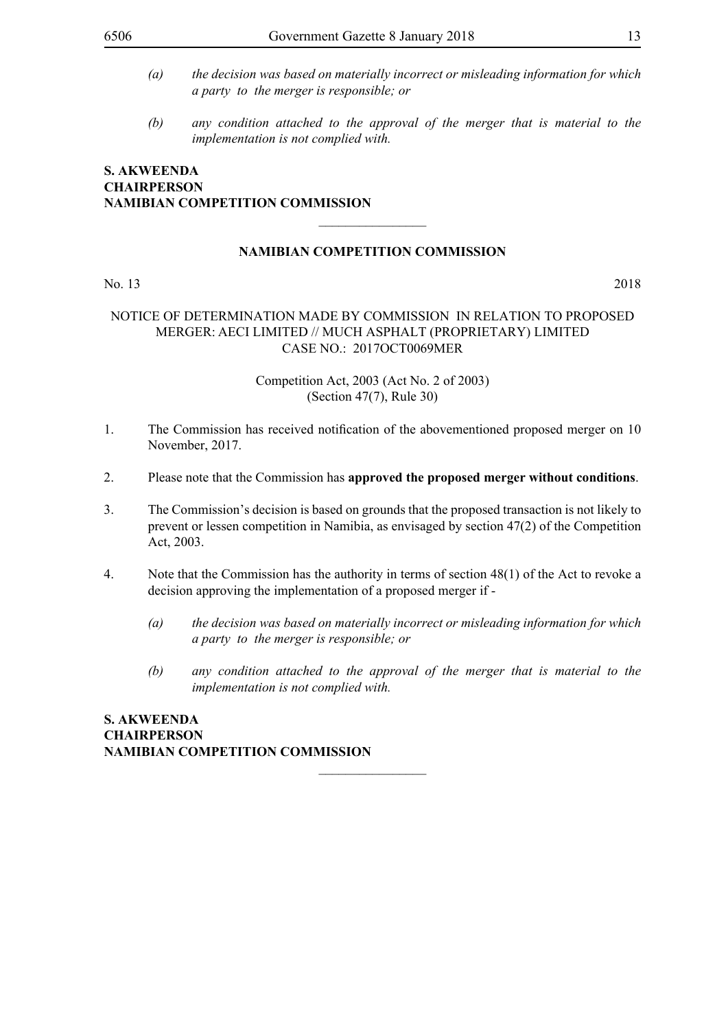*(a) the decision was based on materially incorrect or misleading information for which a party to the merger is responsible; or*

*(b) any condition attached to the approval of the merger that is material to the implementation is not complied with.*

**S. AKWEENDA**
**CHAIRPERSON**
**NAMIBIAN COMPETITION COMMISSION**

---

**NAMIBIAN COMPETITION COMMISSION**

No. 13 2018

NOTICE OF DETERMINATION MADE BY COMMISSION IN RELATION TO PROPOSED MERGER: AECI LIMITED // MUCH ASPHALT (PROPRIETARY) LIMITED
CASE NO.: 2017OCT0069MER

Competition Act, 2003 (Act No. 2 of 2003)
(Section 47(7), Rule 30)

1. The Commission has received notification of the abovementioned proposed merger on 10 November, 2017.

2. Please note that the Commission has **approved the proposed merger without conditions**.

3. The Commission's decision is based on grounds that the proposed transaction is not likely to prevent or lessen competition in Namibia, as envisaged by section 47(2) of the Competition Act, 2003.

4. Note that the Commission has the authority in terms of section 48(1) of the Act to revoke a decision approving the implementation of a proposed merger if -

   *(a) the decision was based on materially incorrect or misleading information for which a party to the merger is responsible; or*

   *(b) any condition attached to the approval of the merger that is material to the implementation is not complied with.*

**S. AKWEENDA**
**CHAIRPERSON**
**NAMIBIAN COMPETITION COMMISSION**

---